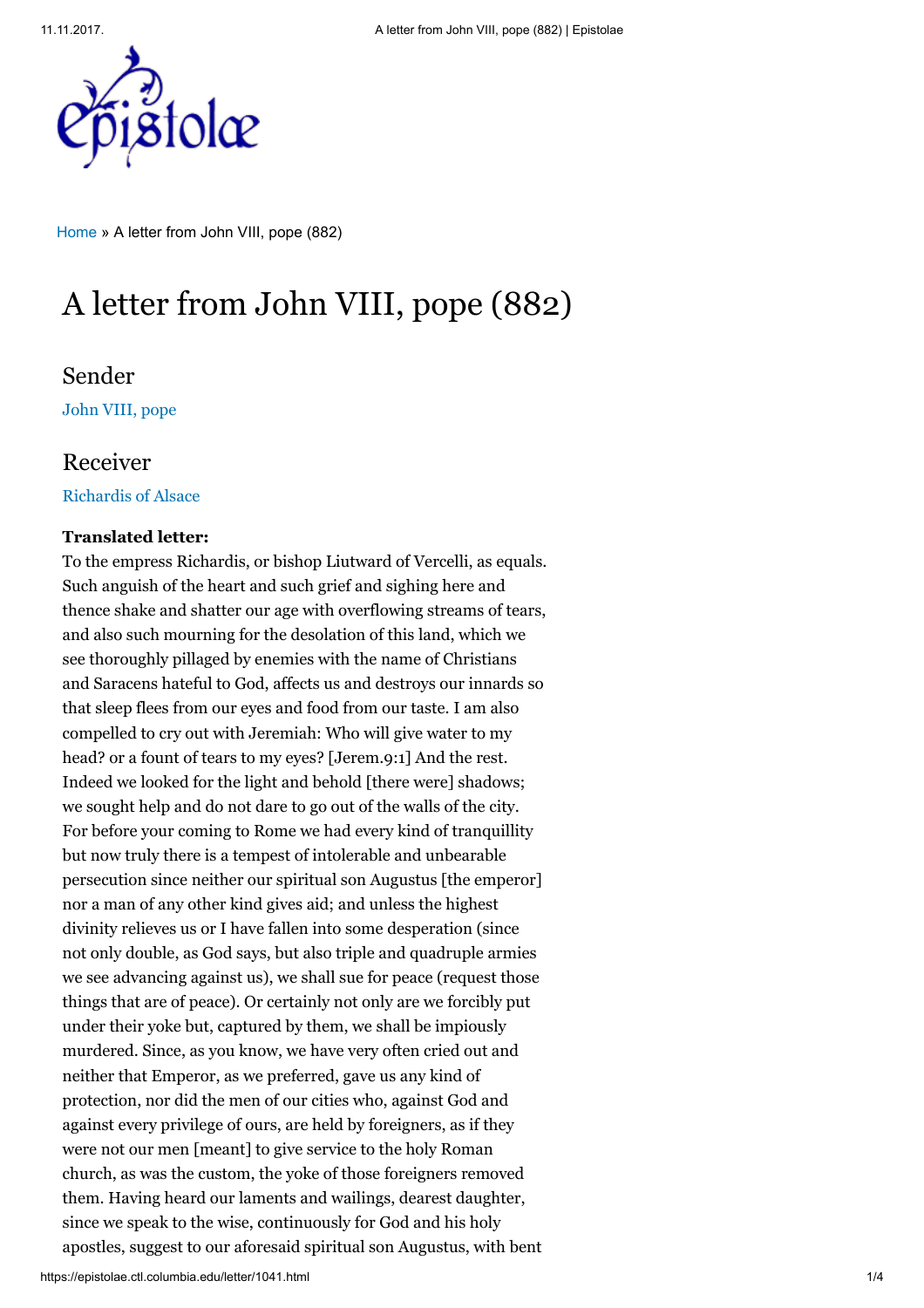Home » A letter from John VIII, pope (882)

# A letter from John VIII, pope (882)

## Sender

John VIII, pope

## Receiver

Richardis of Alsace

**Translated letter:**

To the empress Richardis, or bishop Liutward of Vercelli, as equals. Such anguish of the heart and such grief and sighing here and thence shake and shatter our age with overflowing streams of tears, and also such mourning for the desolation of this land, which we see thoroughly pillaged by enemies with the name of Christians and Saracens hateful to God, affects us and destroys our innards so that sleep flees from our eyes and food from our taste. I am also compelled to cry out with Jeremiah: Who will give water to my head? or a fount of tears to my eyes? [Jerem.9:1] And the rest. Indeed we looked for the light and behold [there were] shadows; we sought help and do not dare to go out of the walls of the city. For before your coming to Rome we had every kind of tranquillity but now truly there is a tempest of intolerable and unbearable persecution since neither our spiritual son Augustus [the emperor] nor a man of any other kind gives aid; and unless the highest divinity relieves us or I have fallen into some desperation (since not only double, as God says, but also triple and quadruple armies we see advancing against us), we shall sue for peace (request those things that are of peace). Or certainly not only are we forcibly put under their yoke but, captured by them, we shall be impiously murdered. Since, as you know, we have very often cried out and neither that Emperor, as we preferred, gave us any kind of protection, nor did the men of our cities who, against God and against every privilege of ours, are held by foreigners, as if they were not our men [meant] to give service to the holy Roman church, as was the custom, the yoke of those foreigners removed them. Having heard our laments and wailings, dearest daughter, since we speak to the wise, continuously for God and his holy apostles, suggest to our aforesaid spiritual son Augustus, with bent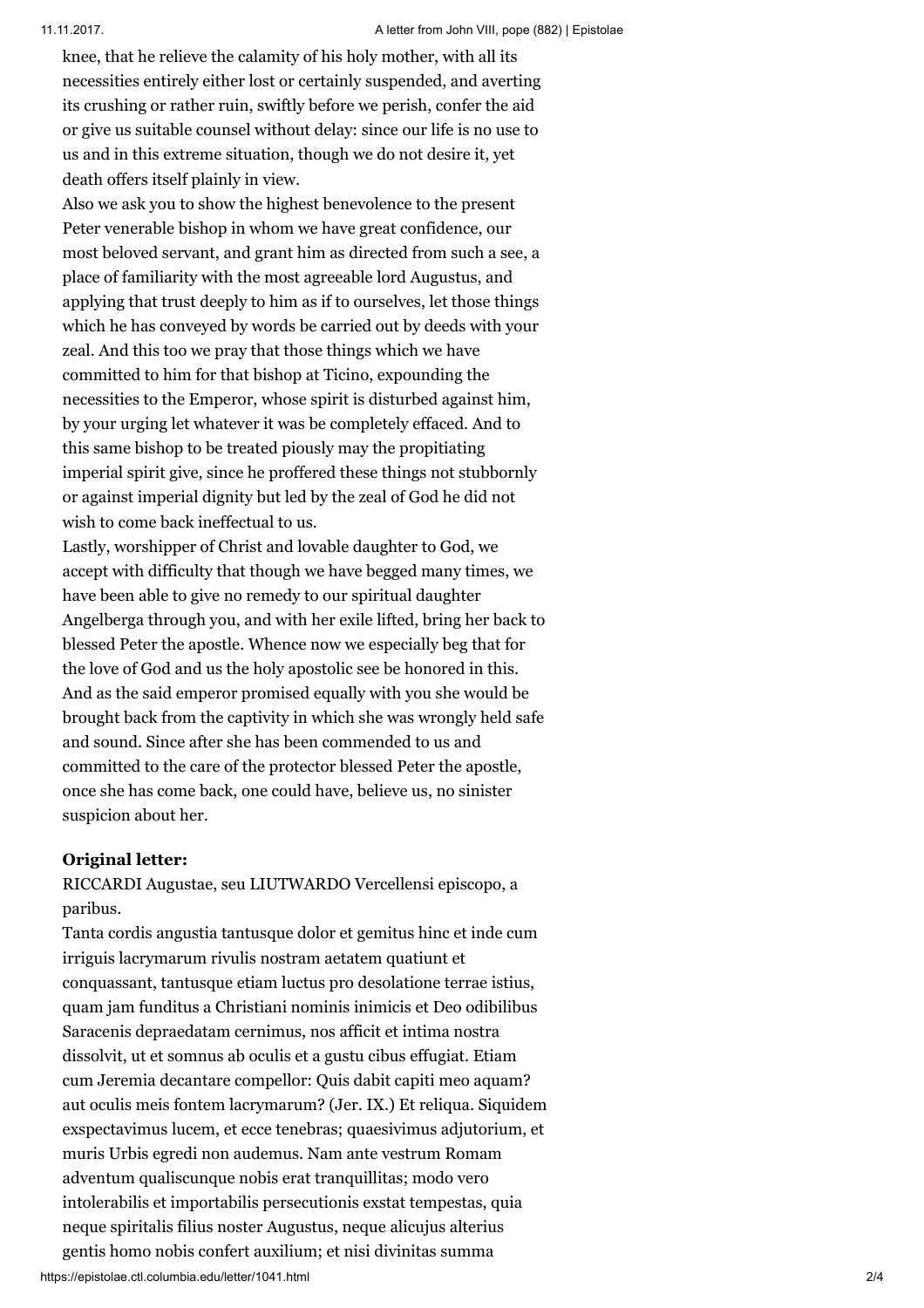knee, that he relieve the calamity of his holy mother, with all its necessities entirely either lost or certainly suspended, and averting its crushing or rather ruin, swiftly before we perish, confer the aid or give us suitable counsel without delay: since our life is no use to us and in this extreme situation, though we do not desire it, yet death offers itself plainly in view.

Also we ask you to show the highest benevolence to the present Peter venerable bishop in whom we have great confidence, our most beloved servant, and grant him as directed from such a see, a place of familiarity with the most agreeable lord Augustus, and applying that trust deeply to him as if to ourselves, let those things which he has conveyed by words be carried out by deeds with your zeal. And this too we pray that those things which we have committed to him for that bishop at Ticino, expounding the necessities to the Emperor, whose spirit is disturbed against him, by your urging let whatever it was be completely effaced. And to this same bishop to be treated piously may the propitiating imperial spirit give, since he proffered these things not stubbornly or against imperial dignity but led by the zeal of God he did not wish to come back ineffectual to us.

Lastly, worshipper of Christ and lovable daughter to God, we accept with difficulty that though we have begged many times, we have been able to give no remedy to our spiritual daughter Angelberga through you, and with her exile lifted, bring her back to blessed Peter the apostle. Whence now we especially beg that for the love of God and us the holy apostolic see be honored in this. And as the said emperor promised equally with you she would be brought back from the captivity in which she was wrongly held safe and sound. Since after she has been commended to us and committed to the care of the protector blessed Peter the apostle, once she has come back, one could have, believe us, no sinister suspicion about her.

**Original letter:**

RICCARDI Augustae, seu LIUTWARDO Vercellensi episcopo, a paribus.

Tanta cordis angustia tantusque dolor et gemitus hinc et inde cum irriguis lacrymarum rivulis nostram aetatem quatiunt et conquassant, tantusque etiam luctus pro desolatione terrae istius, quam jam funditus a Christiani nominis inimicis et Deo odibilibus Saracenis depraedatam cernimus, nos afficit et intima nostra dissolvit, ut et somnus ab oculis et a gustu cibus effugiat. Etiam cum Jeremia decantare compellor: Quis dabit capiti meo aquam? aut oculis meis fontem lacrymarum? (Jer. IX.) Et reliqua. Siquidem exspectavimus lucem, et ecce tenebras; quaesivimus adjutorium, et muris Urbis egredi non audemus. Nam ante vestrum Romam adventum qualiscunque nobis erat tranquillitas; modo vero intolerabilis et importabilis persecutionis exstat tempestas, quia neque spiritalis filius noster Augustus, neque alicujus alterius gentis homo nobis confert auxilium; et nisi divinitas summa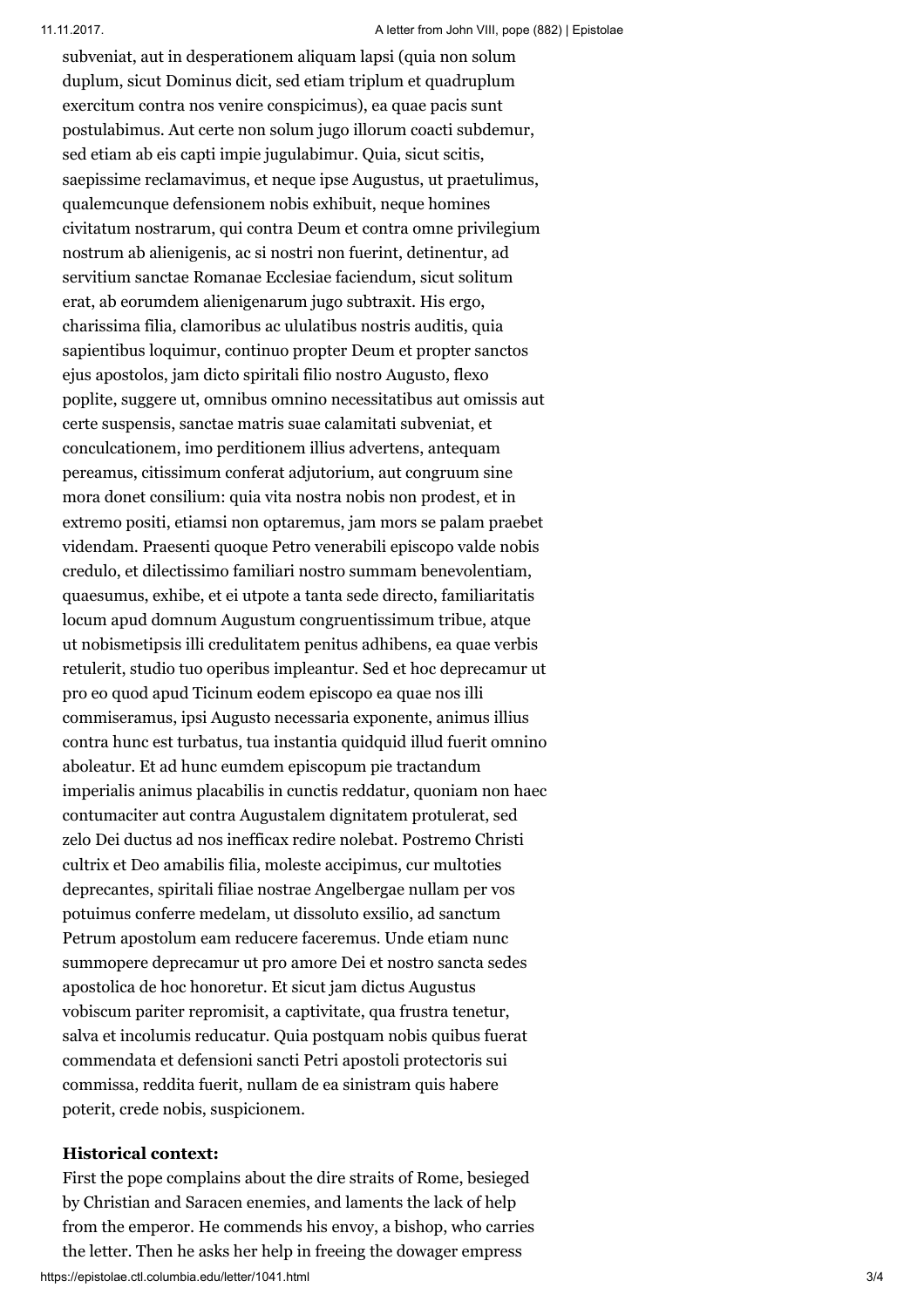subveniat, aut in desperationem aliquam lapsi (quia non solum duplum, sicut Dominus dicit, sed etiam triplum et quadruplum exercitum contra nos venire conspicimus), ea quae pacis sunt postulabimus. Aut certe non solum jugo illorum coacti subdemur, sed etiam ab eis capti impie jugulabimur. Quia, sicut scitis, saepissime reclamavimus, et neque ipse Augustus, ut praetulimus, qualemcunque defensionem nobis exhibuit, neque homines civitatum nostrarum, qui contra Deum et contra omne privilegium nostrum ab alienigenis, ac si nostri non fuerint, detinentur, ad servitium sanctae Romanae Ecclesiae faciendum, sicut solitum erat, ab eorumdem alienigenarum jugo subtraxit. His ergo, charissima filia, clamoribus ac ululatibus nostris auditis, quia sapientibus loquimur, continuo propter Deum et propter sanctos ejus apostolos, jam dicto spiritali filio nostro Augusto, flexo poplite, suggere ut, omnibus omnino necessitatibus aut omissis aut certe suspensis, sanctae matris suae calamitati subveniat, et conculcationem, imo perditionem illius advertens, antequam pereamus, citissimum conferat adjutorium, aut congruum sine mora donet consilium: quia vita nostra nobis non prodest, et in extremo positi, etiamsi non optaremus, jam mors se palam praebet videndam. Praesenti quoque Petro venerabili episcopo valde nobis credulo, et dilectissimo familiari nostro summam benevolentiam, quaesumus, exhibe, et ei utpote a tanta sede directo, familiaritatis locum apud domnum Augustum congruentissimum tribue, atque ut nobismetipsis illi credulitatem penitus adhibens, ea quae verbis retulerit, studio tuo operibus impleantur. Sed et hoc deprecamur ut pro eo quod apud Ticinum eodem episcopo ea quae nos illi commiseramus, ipsi Augusto necessaria exponente, animus illius contra hunc est turbatus, tua instantia quidquid illud fuerit omnino aboleatur. Et ad hunc eumdem episcopum pie tractandum imperialis animus placabilis in cunctis reddatur, quoniam non haec contumaciter aut contra Augustalem dignitatem protulerat, sed zelo Dei ductus ad nos inefficax redire nolebat. Postremo Christi cultrix et Deo amabilis filia, moleste accipimus, cur multoties deprecantes, spiritali filiae nostrae Angelbergae nullam per vos potuimus conferre medelam, ut dissoluto exsilio, ad sanctum Petrum apostolum eam reducere faceremus. Unde etiam nunc summopere deprecamur ut pro amore Dei et nostro sancta sedes apostolica de hoc honoretur. Et sicut jam dictus Augustus vobiscum pariter repromisit, a captivitate, qua frustra tenetur, salva et incolumis reducatur. Quia postquam nobis quibus fuerat commendata et defensioni sancti Petri apostoli protectoris sui commissa, reddita fuerit, nullam de ea sinistram quis habere poterit, crede nobis, suspicionem.

**Historical context:**

First the pope complains about the dire straits of Rome, besieged by Christian and Saracen enemies, and laments the lack of help from the emperor. He commends his envoy, a bishop, who carries the letter. Then he asks her help in freeing the dowager empress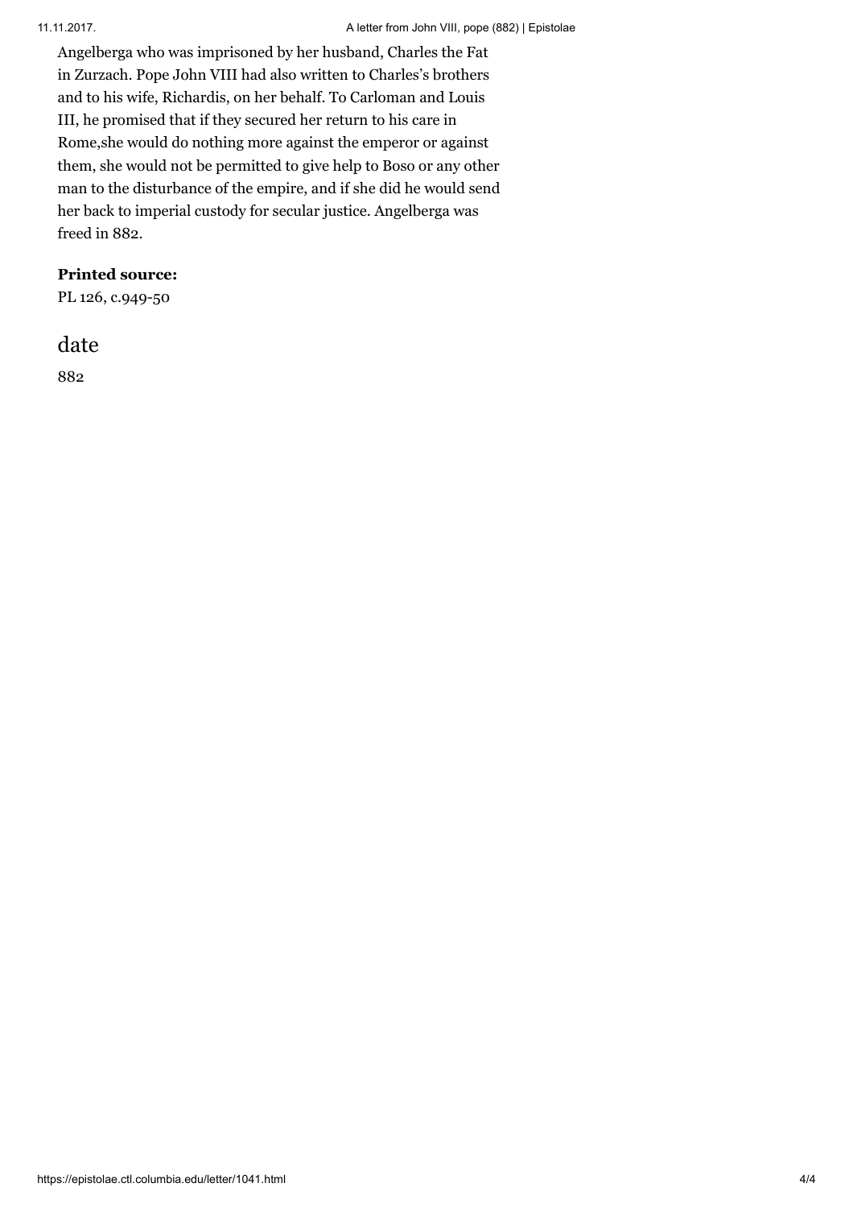Angelberga who was imprisoned by her husband, Charles the Fat in Zurzach. Pope John VIII had also written to Charles's brothers and to his wife, Richardis, on her behalf. To Carloman and Louis III, he promised that if they secured her return to his care in Rome,she would do nothing more against the emperor or against them, she would not be permitted to give help to Boso or any other man to the disturbance of the empire, and if she did he would send her back to imperial custody for secular justice. Angelberga was freed in 882.

**Printed source:**

PL 126, c.949-50

## date

882